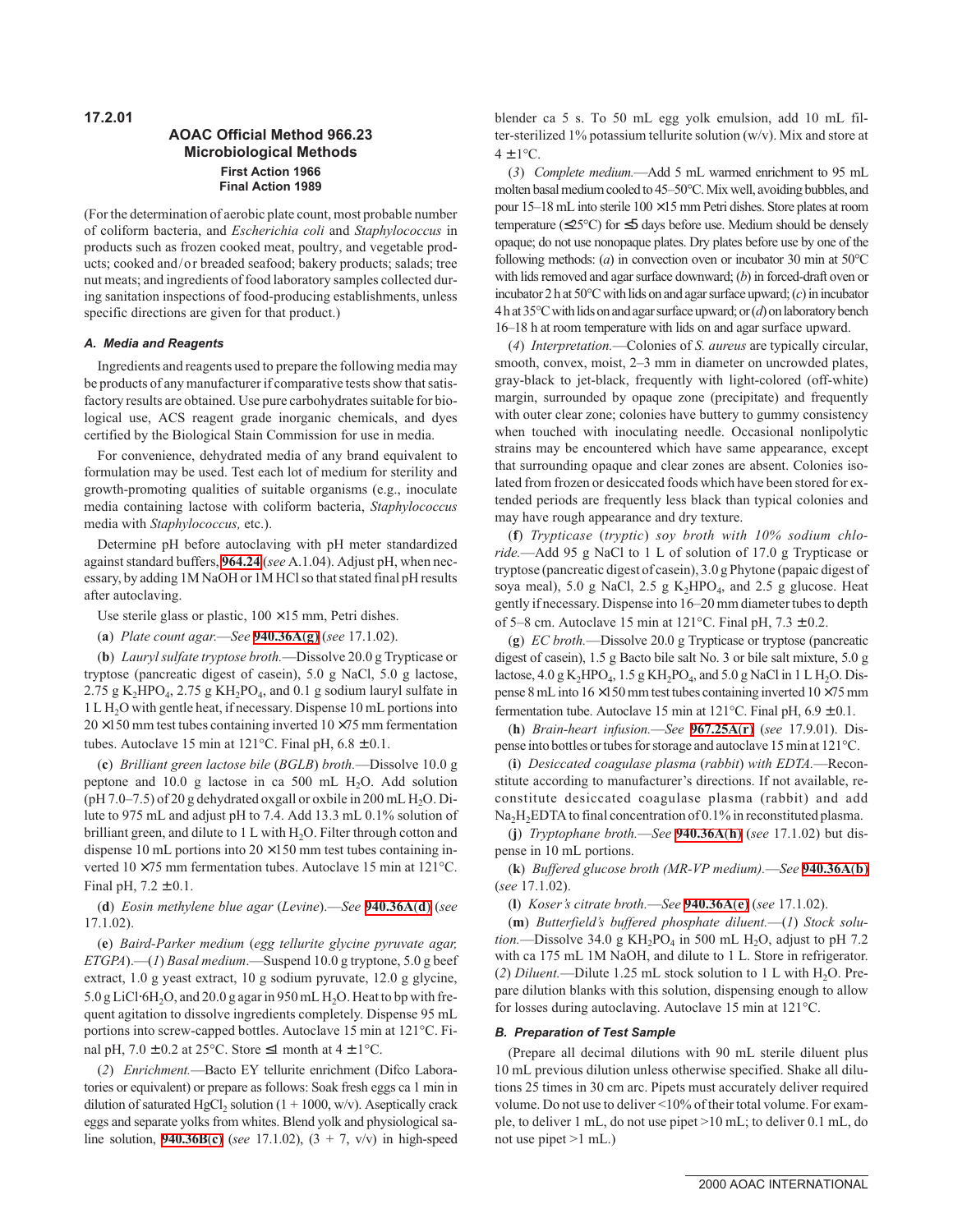**17.2.01**

## AOAC Official Method 966.23
## Microbiological Methods
### First Action 1966
### Final Action 1989

(For the determination of aerobic plate count, most probable number of coliform bacteria, and *Escherichia coli* and *Staphylococcus* in products such as frozen cooked meat, poultry, and vegetable products; cooked and/or breaded seafood; bakery products; salads; tree nut meats; and ingredients of food laboratory samples collected during sanitation inspections of food-producing establishments, unless specific directions are given for that product.)

### *A. Media and Reagents*

Ingredients and reagents used to prepare the following media may be products of any manufacturer if comparative tests show that satisfactory results are obtained. Use pure carbohydrates suitable for biological use, ACS reagent grade inorganic chemicals, and dyes certified by the Biological Stain Commission for use in media.

For convenience, dehydrated media of any brand equivalent to formulation may be used. Test each lot of medium for sterility and growth-promoting qualities of suitable organisms (e.g., inoculate media containing lactose with coliform bacteria, *Staphylococcus* media with *Staphylococcus,* etc.).

Determine pH before autoclaving with pH meter standardized against standard buffers, **964.24** (*see* A.1.04). Adjust pH, when necessary, by adding 1M NaOH or 1M HCl so that stated final pH results after autoclaving.

Use sterile glass or plastic, 100 × 15 mm, Petri dishes.

(**a**) *Plate count agar.—See* **940.36A(g)** (*see* 17.1.02).

(**b**) *Lauryl sulfate tryptose broth.*—Dissolve 20.0 g Trypticase or tryptose (pancreatic digest of casein), 5.0 g NaCl, 5.0 g lactose, 2.75 g $K_2HPO_4$, 2.75 g $KH_2PO_4$, and 0.1 g sodium lauryl sulfate in 1 L $H_2O$ with gentle heat, if necessary. Dispense 10 mL portions into 20 × 150 mm test tubes containing inverted 10 × 75 mm fermentation tubes. Autoclave 15 min at 121°C. Final pH, 6.8 ± 0.1.

(**c**) *Brilliant green lactose bile* (*BGLB*) *broth.*—Dissolve 10.0 g peptone and 10.0 g lactose in ca 500 mL $H_2O$. Add solution (pH 7.0–7.5) of 20 g dehydrated oxgall or oxbile in 200 mL $H_2O$. Dilute to 975 mL and adjust pH to 7.4. Add 13.3 mL 0.1% solution of brilliant green, and dilute to 1 L with $H_2O$. Filter through cotton and dispense 10 mL portions into 20 × 150 mm test tubes containing inverted 10 × 75 mm fermentation tubes. Autoclave 15 min at 121°C. Final pH, 7.2 ± 0.1.

(**d**) *Eosin methylene blue agar* (*Levine*).*—See* **940.36A(d)** (*see* 17.1.02).

(**e**) *Baird-Parker medium* (*egg tellurite glycine pyruvate agar, ETGPA*).—(*1*) *Basal medium*.—Suspend 10.0 g tryptone, 5.0 g beef extract, 1.0 g yeast extract, 10 g sodium pyruvate, 12.0 g glycine, 5.0 g LiCl·6$H_2O$, and 20.0 g agar in 950 mL $H_2O$. Heat to bp with frequent agitation to dissolve ingredients completely. Dispense 95 mL portions into screw-capped bottles. Autoclave 15 min at 121°C. Final pH, 7.0 ± 0.2 at 25°C. Store ≤1 month at 4 ± 1°C.

(*2*) *Enrichment.*—Bacto EY tellurite enrichment (Difco Laboratories or equivalent) or prepare as follows: Soak fresh eggs ca 1 min in dilution of saturated $HgCl_2$ solution (1 + 1000, w/v). Aseptically crack eggs and separate yolks from whites. Blend yolk and physiological saline solution, **940.36B(c)** (*see* 17.1.02), (3 + 7, v/v) in high-speed blender ca 5 s. To 50 mL egg yolk emulsion, add 10 mL filter-sterilized 1% potassium tellurite solution (w/v). Mix and store at 4 ± 1°C.

(*3*) *Complete medium.*—Add 5 mL warmed enrichment to 95 mL molten basal medium cooled to 45–50°C. Mix well, avoiding bubbles, and pour 15–18 mL into sterile 100 × 15 mm Petri dishes. Store plates at room temperature (≤25°C) for ≤5 days before use. Medium should be densely opaque; do not use nonopaque plates. Dry plates before use by one of the following methods: (*a*) in convection oven or incubator 30 min at 50°C with lids removed and agar surface downward; (*b*) in forced-draft oven or incubator 2 h at 50°C with lids on and agar surface upward; (*c*) in incubator 4 h at 35°C with lids on and agar surface upward; or (*d*) on laboratory bench 16–18 h at room temperature with lids on and agar surface upward.

(*4*) *Interpretation.*—Colonies of *S. aureus* are typically circular, smooth, convex, moist, 2–3 mm in diameter on uncrowded plates, gray-black to jet-black, frequently with light-colored (off-white) margin, surrounded by opaque zone (precipitate) and frequently with outer clear zone; colonies have buttery to gummy consistency when touched with inoculating needle. Occasional nonlipolytic strains may be encountered which have same appearance, except that surrounding opaque and clear zones are absent. Colonies isolated from frozen or desiccated foods which have been stored for extended periods are frequently less black than typical colonies and may have rough appearance and dry texture.

(**f**) *Trypticase* (*tryptic*) *soy broth with 10% sodium chloride.*—Add 95 g NaCl to 1 L of solution of 17.0 g Trypticase or tryptose (pancreatic digest of casein), 3.0 g Phytone (papaic digest of soya meal), 5.0 g NaCl, 2.5 g $K_2HPO_4$, and 2.5 g glucose. Heat gently if necessary. Dispense into 16–20 mm diameter tubes to depth of 5–8 cm. Autoclave 15 min at 121°C. Final pH, 7.3 ± 0.2.

(**g**) *EC broth.*—Dissolve 20.0 g Trypticase or tryptose (pancreatic digest of casein), 1.5 g Bacto bile salt No. 3 or bile salt mixture, 5.0 g lactose, 4.0 g $K_2HPO_4$, 1.5 g $KH_2PO_4$, and 5.0 g NaCl in 1 L $H_2O$. Dispense 8 mL into 16 × 150 mm test tubes containing inverted 10 × 75 mm fermentation tube. Autoclave 15 min at 121°C. Final pH, 6.9 ± 0.1.

(**h**) *Brain-heart infusion.—See* **967.25A(r)** (*see* 17.9.01). Dispense into bottles or tubes for storage and autoclave 15 min at 121°C.

(**i**) *Desiccated coagulase plasma* (*rabbit*) *with EDTA.*—Reconstitute according to manufacturer's directions. If not available, reconstitute desiccated coagulase plasma (rabbit) and add $Na_2H_2$EDTA to final concentration of 0.1% in reconstituted plasma.

(**j**) *Tryptophane broth.—See* **940.36A(h)** (*see* 17.1.02) but dispense in 10 mL portions.

(**k**) *Buffered glucose broth (MR-VP medium).—See* **940.36A(b)** (*see* 17.1.02).

(**l**) *Koser's citrate broth.—See* **940.36A(e)** (*see* 17.1.02).

(**m**) *Butterfield's buffered phosphate diluent.*—(*1*) *Stock solution.*—Dissolve 34.0 g $KH_2PO_4$ in 500 mL $H_2O$, adjust to pH 7.2 with ca 175 mL 1M NaOH, and dilute to 1 L. Store in refrigerator. (*2*) *Diluent.*—Dilute 1.25 mL stock solution to 1 L with $H_2O$. Prepare dilution blanks with this solution, dispensing enough to allow for losses during autoclaving. Autoclave 15 min at 121°C.

### *B. Preparation of Test Sample*

(Prepare all decimal dilutions with 90 mL sterile diluent plus 10 mL previous dilution unless otherwise specified. Shake all dilutions 25 times in 30 cm arc. Pipets must accurately deliver required volume. Do not use to deliver <10% of their total volume. For example, to deliver 1 mL, do not use pipet >10 mL; to deliver 0.1 mL, do not use pipet >1 mL.)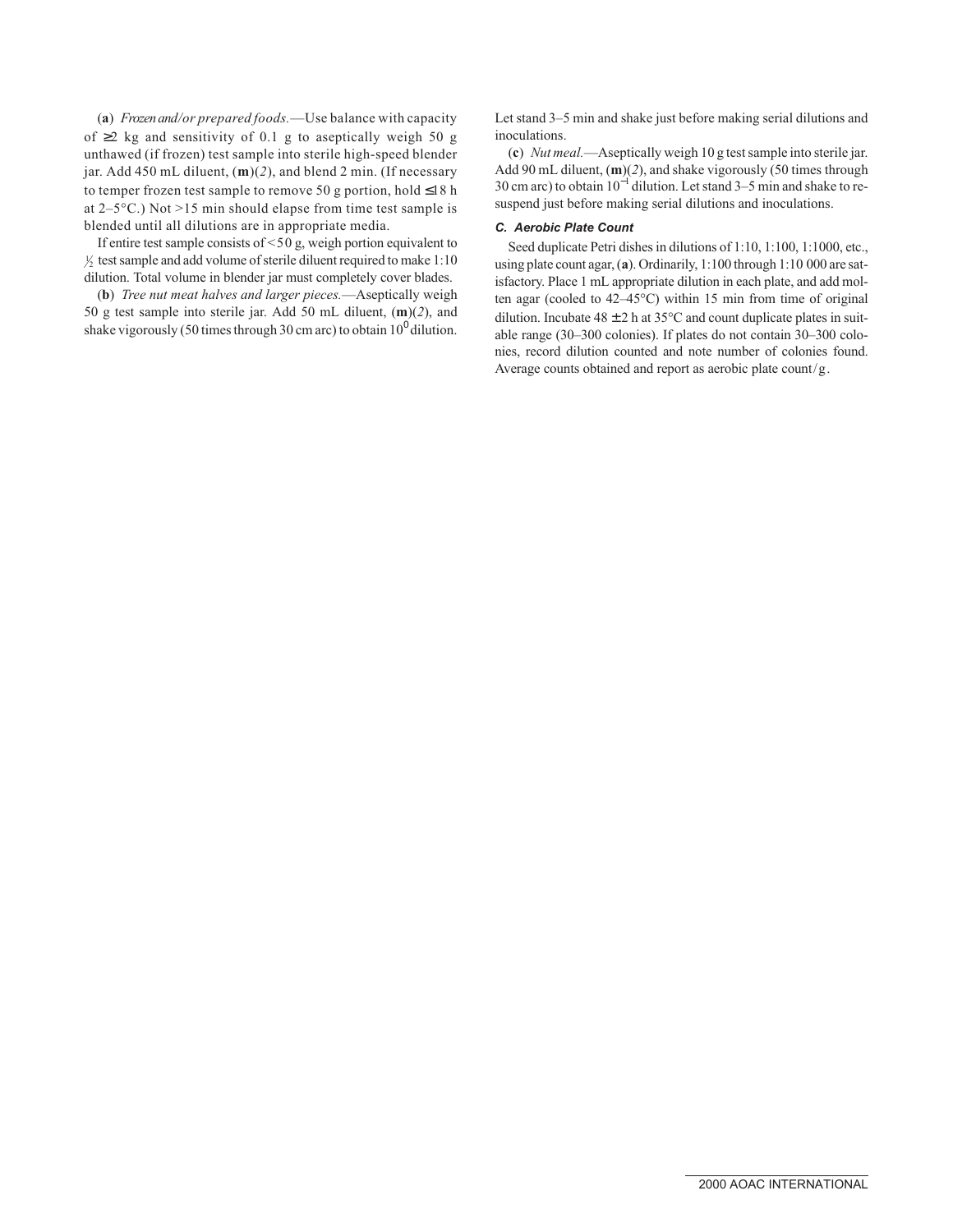(**a**) *Frozen and/or prepared foods.*—Use balance with capacity of ≥2 kg and sensitivity of 0.1 g to aseptically weigh 50 g unthawed (if frozen) test sample into sterile high-speed blender jar. Add 450 mL diluent, (**m**)(*2*), and blend 2 min. (If necessary to temper frozen test sample to remove 50 g portion, hold ≤18 h at 2–5°C.) Not >15 min should elapse from time test sample is blended until all dilutions are in appropriate media.

If entire test sample consists of <50 g, weigh portion equivalent to ½ test sample and add volume of sterile diluent required to make 1:10 dilution. Total volume in blender jar must completely cover blades.

(**b**) *Tree nut meat halves and larger pieces.*—Aseptically weigh 50 g test sample into sterile jar. Add 50 mL diluent, (**m**)(*2*), and shake vigorously (50 times through 30 cm arc) to obtain $10^0$ dilution. Let stand 3–5 min and shake just before making serial dilutions and inoculations.

(**c**) *Nut meal.*—Aseptically weigh 10 g test sample into sterile jar. Add 90 mL diluent, (**m**)(*2*), and shake vigorously (50 times through 30 cm arc) to obtain $10^{-1}$ dilution. Let stand 3–5 min and shake to resuspend just before making serial dilutions and inoculations.

### C. Aerobic Plate Count

Seed duplicate Petri dishes in dilutions of 1:10, 1:100, 1:1000, etc., using plate count agar, (**a**). Ordinarily, 1:100 through 1:10 000 are satisfactory. Place 1 mL appropriate dilution in each plate, and add molten agar (cooled to 42–45°C) within 15 min from time of original dilution. Incubate 48 ± 2 h at 35°C and count duplicate plates in suitable range (30–300 colonies). If plates do not contain 30–300 colonies, record dilution counted and note number of colonies found. Average counts obtained and report as aerobic plate count/g.